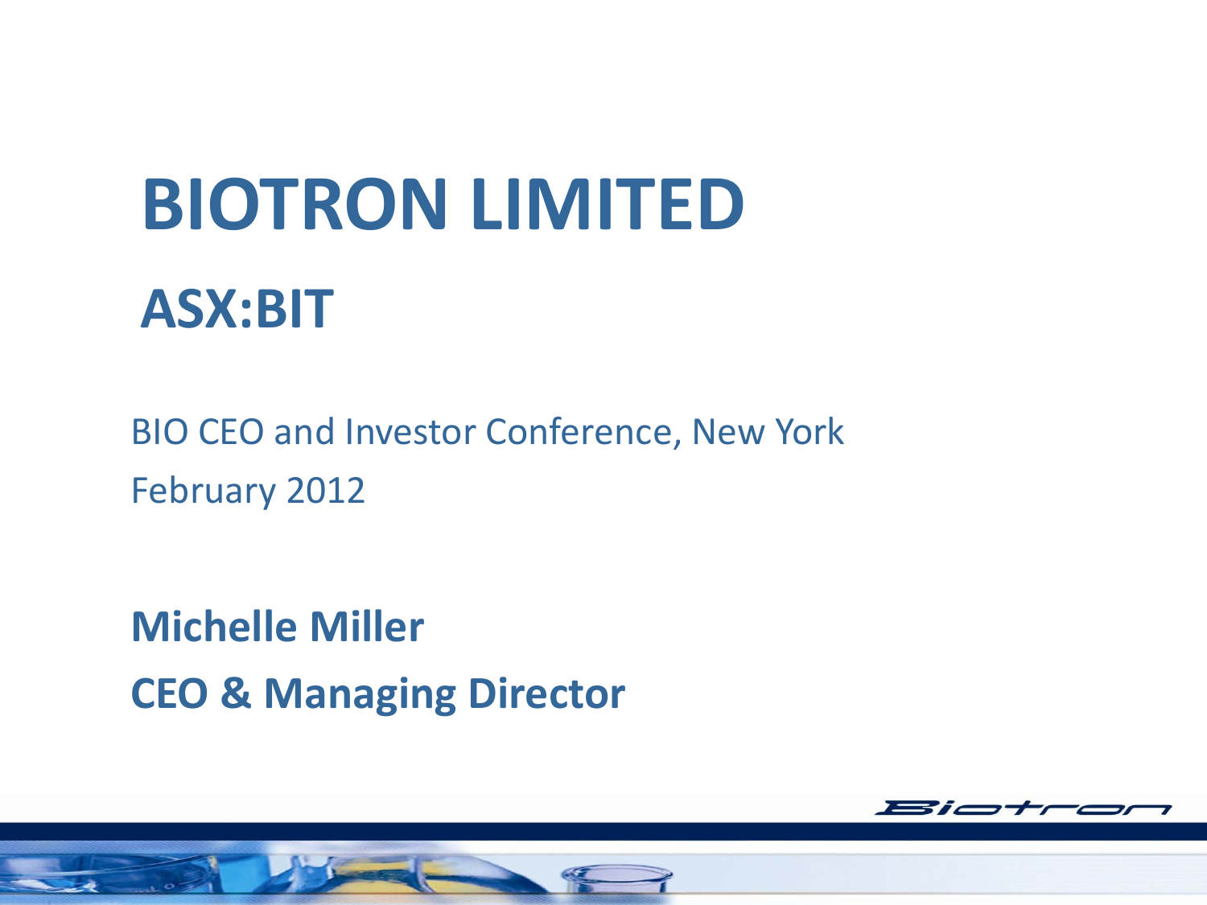# BIOTRON LIMITED

## ASX:BIT

BIO CEO and Investor Conference, New York

February 2012

**Michelle Miller**

**CEO & Managing Director**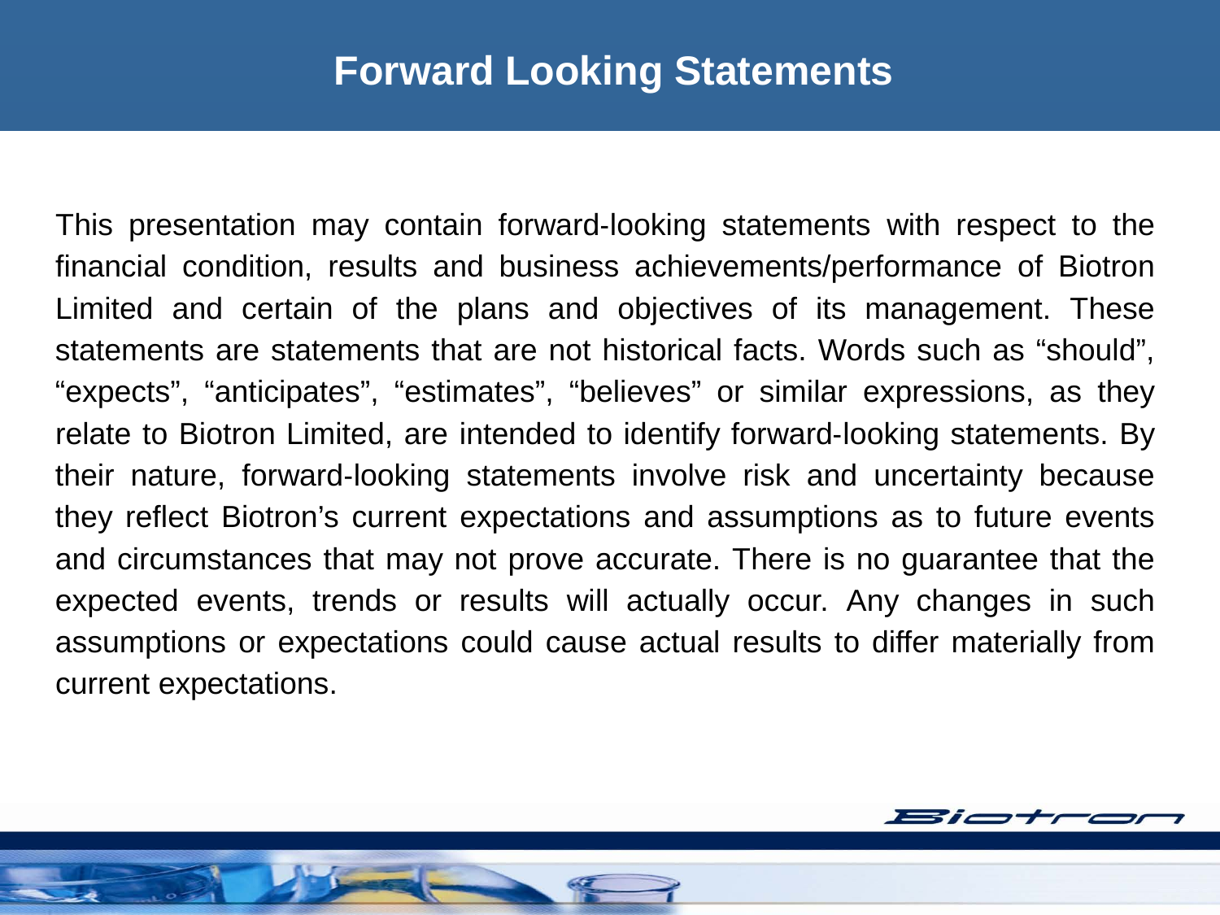# Forward Looking Statements

This presentation may contain forward-looking statements with respect to the financial condition, results and business achievements/performance of Biotron Limited and certain of the plans and objectives of its management. These statements are statements that are not historical facts. Words such as "should", "expects", "anticipates", "estimates", "believes" or similar expressions, as they relate to Biotron Limited, are intended to identify forward-looking statements. By their nature, forward-looking statements involve risk and uncertainty because they reflect Biotron's current expectations and assumptions as to future events and circumstances that may not prove accurate. There is no guarantee that the expected events, trends or results will actually occur. Any changes in such assumptions or expectations could cause actual results to differ materially from current expectations.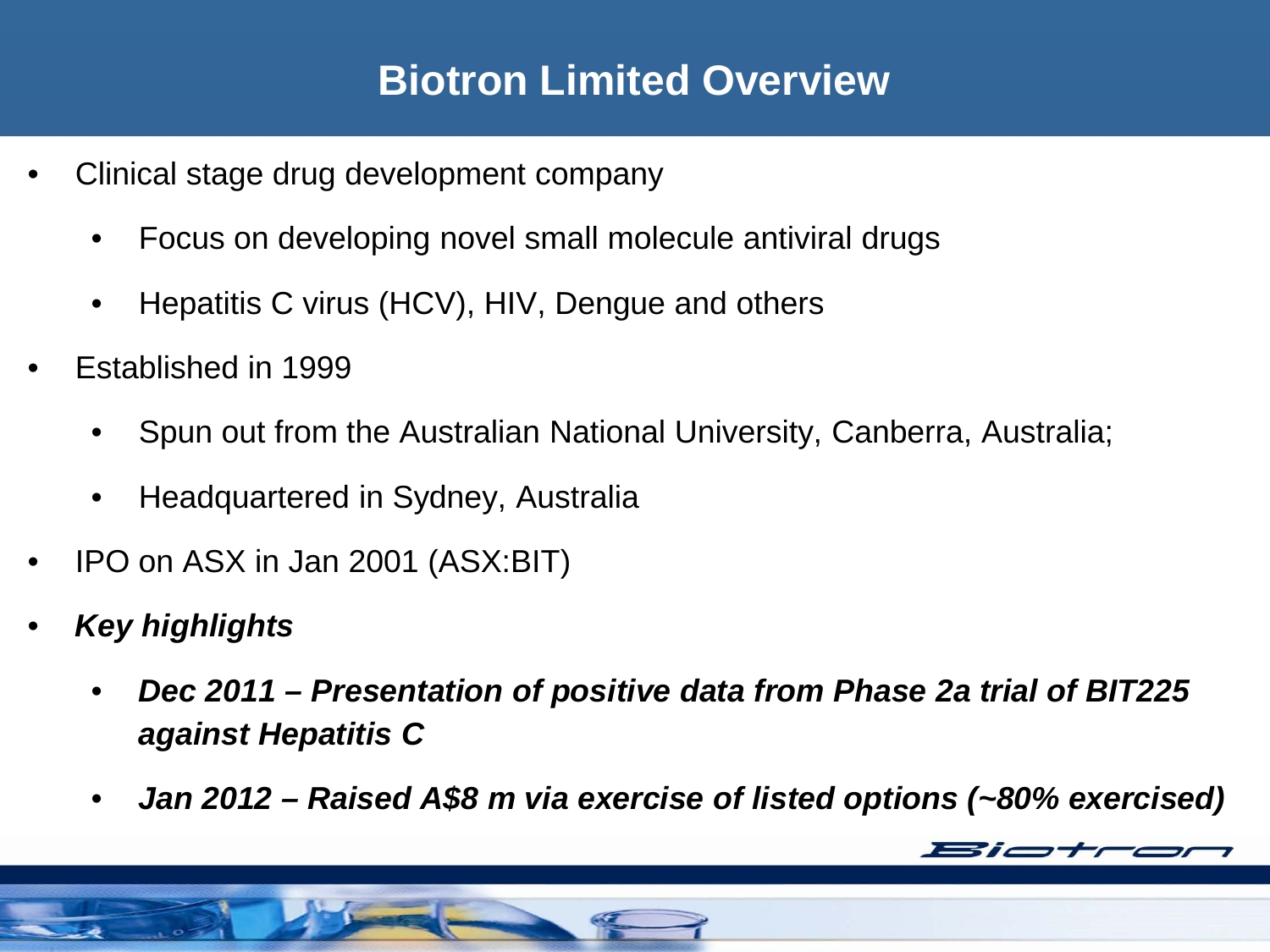# Biotron Limited Overview

- Clinical stage drug development company
  - Focus on developing novel small molecule antiviral drugs
  - Hepatitis C virus (HCV), HIV, Dengue and others
- Established in 1999
  - Spun out from the Australian National University, Canberra, Australia;
  - Headquartered in Sydney, Australia
- IPO on ASX in Jan 2001 (ASX:BIT)
- ***Key highlights***
  - ***Dec 2011 – Presentation of positive data from Phase 2a trial of BIT225 against Hepatitis C***
  - ***Jan 2012 – Raised A$8 m via exercise of listed options (~80% exercised)***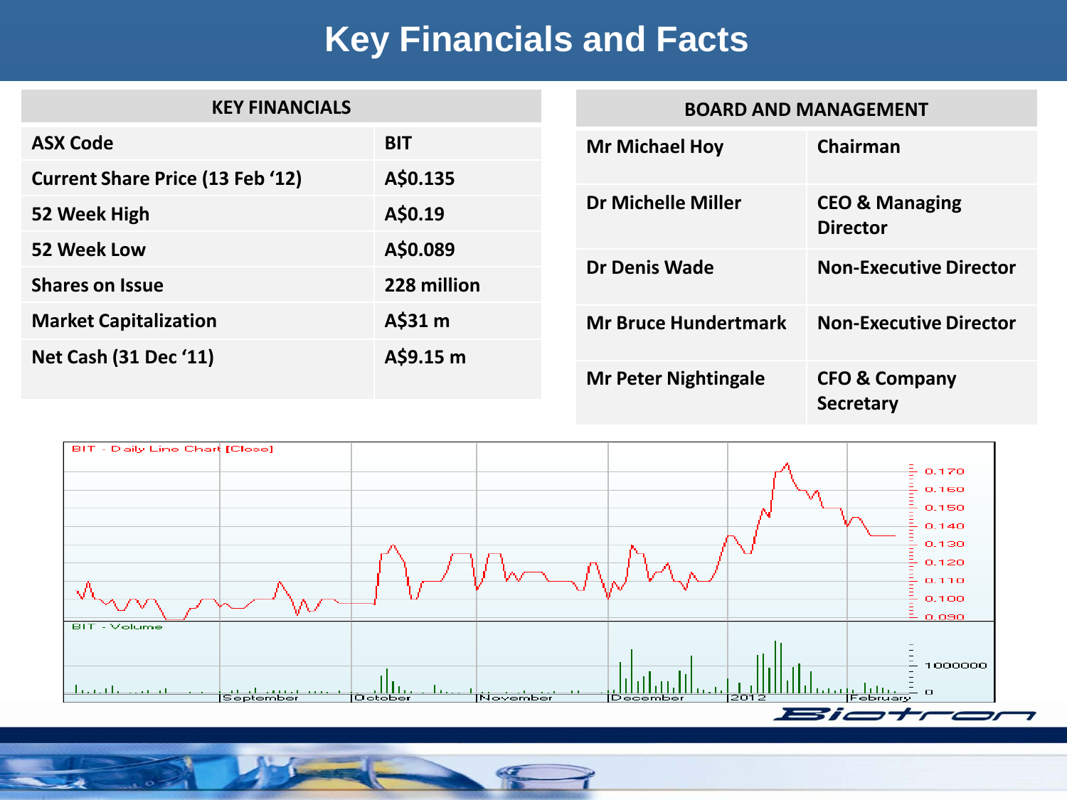# Key Financials and Facts

| KEY FINANCIALS | |
|---|---|
| ASX Code | BIT |
| Current Share Price (13 Feb '12) | A$0.135 |
| 52 Week High | A$0.19 |
| 52 Week Low | A$0.089 |
| Shares on Issue | 228 million |
| Market Capitalization | A$31 m |
| Net Cash (31 Dec '11) | A$9.15 m |

| BOARD AND MANAGEMENT | |
|---|---|
| Mr Michael Hoy | Chairman |
| Dr Michelle Miller | CEO & Managing Director |
| Dr Denis Wade | Non-Executive Director |
| Mr Bruce Hundertmark | Non-Executive Director |
| Mr Peter Nightingale | CFO & Company Secretary |

BIT - Daily Line Chart [Close]

BIT - Volume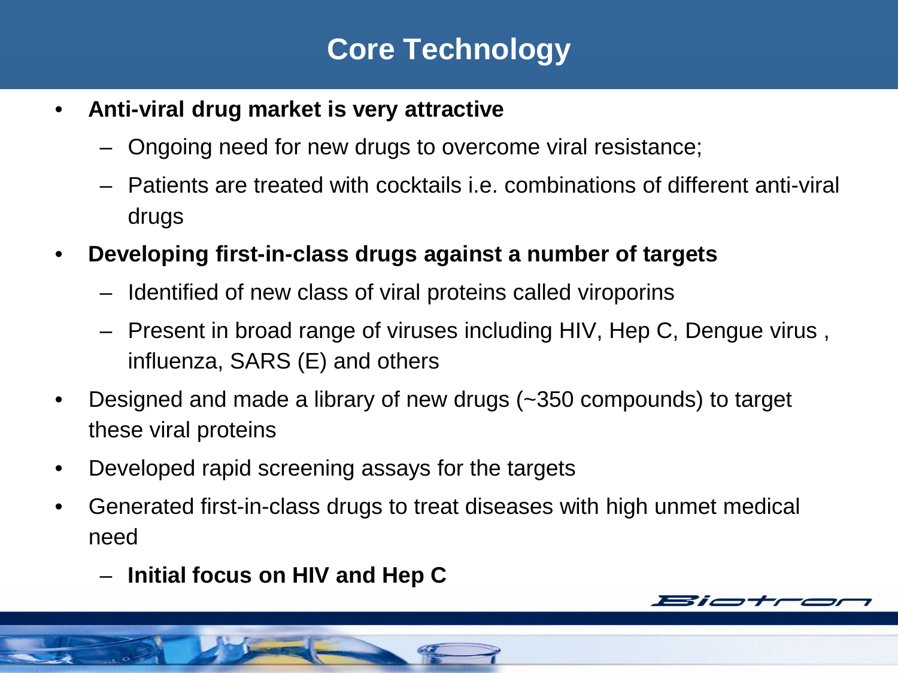# Core Technology

- **Anti-viral drug market is very attractive**
  - Ongoing need for new drugs to overcome viral resistance;
  - Patients are treated with cocktails i.e. combinations of different anti-viral drugs
- **Developing first-in-class drugs against a number of targets**
  - Identified of new class of viral proteins called viroporins
  - Present in broad range of viruses including HIV, Hep C, Dengue virus , influenza, SARS (E) and others
- Designed and made a library of new drugs (~350 compounds) to target these viral proteins
- Developed rapid screening assays for the targets
- Generated first-in-class drugs to treat diseases with high unmet medical need
  - **Initial focus on HIV and Hep C**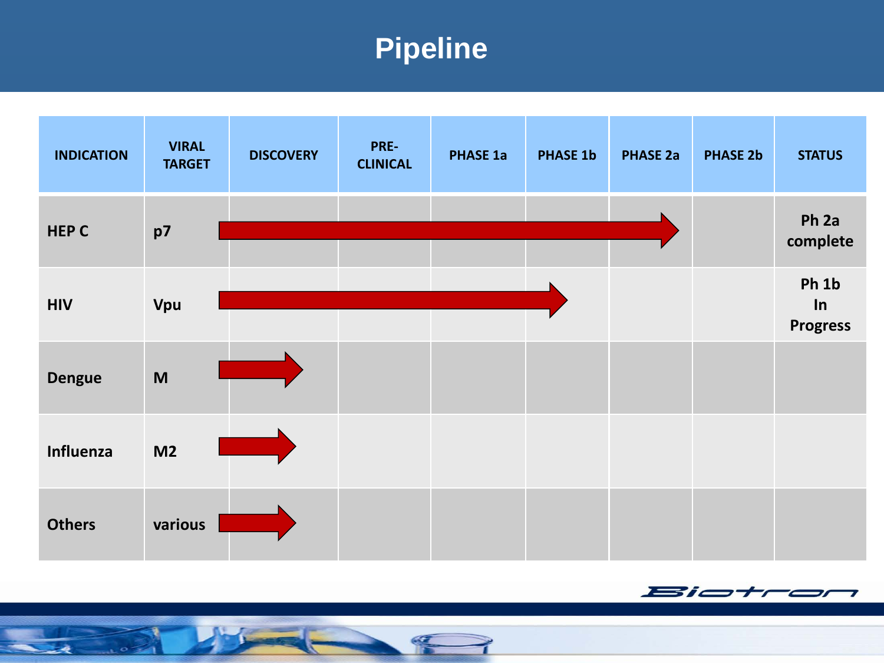# Pipeline

| INDICATION | VIRAL TARGET | DISCOVERY | PRE-CLINICAL | PHASE 1a | PHASE 1b | PHASE 2a | PHASE 2b | STATUS |
|---|---|---|---|---|---|---|---|---|
| HEP C | p7 | → | → | → | → | → | | Ph 2a complete |
| HIV | Vpu | → | → | → | → | | | Ph 1b In Progress |
| Dengue | M | → | | | | | | |
| Influenza | M2 | → | | | | | | |
| Others | various | → | | | | | | |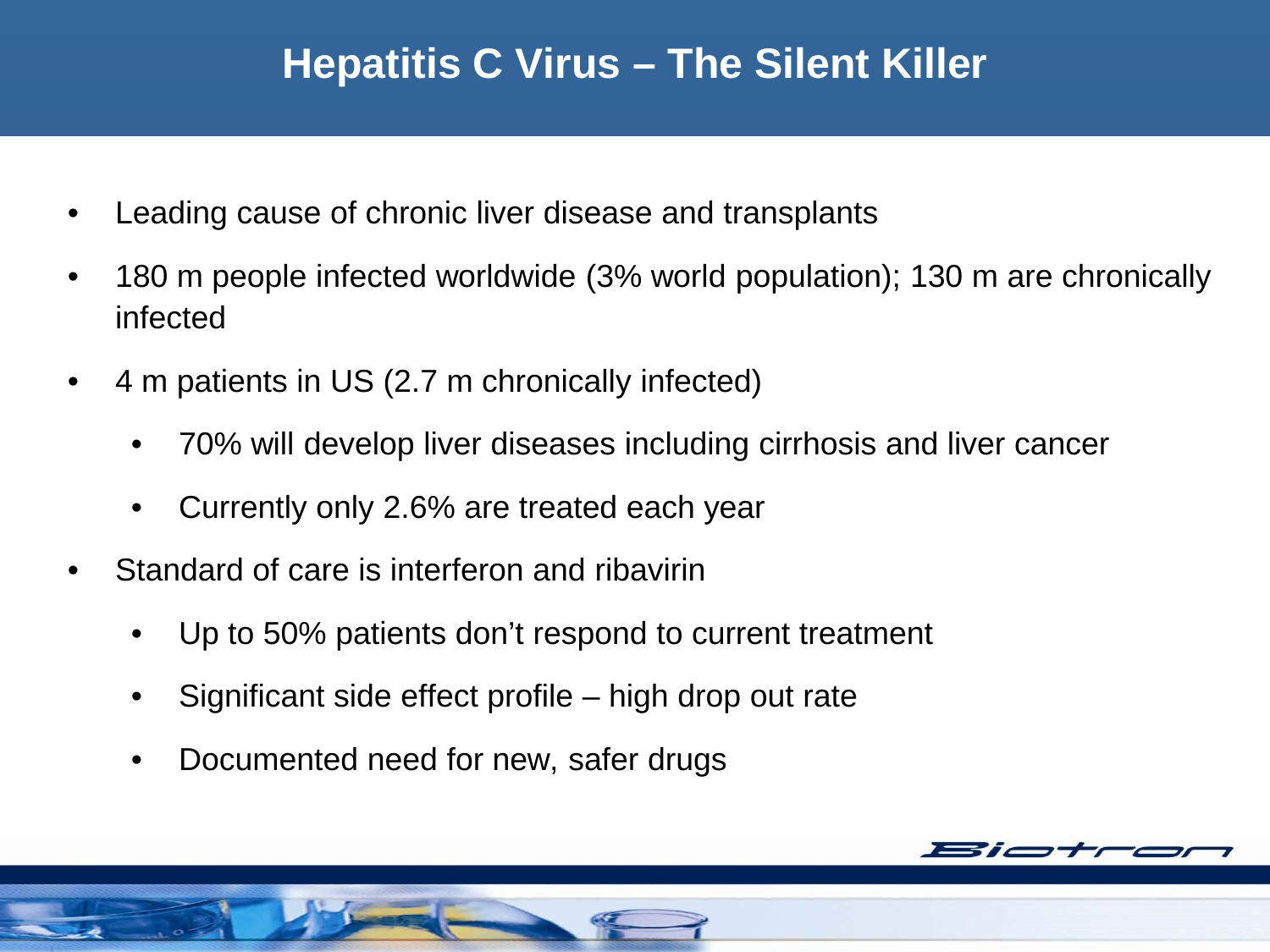# Hepatitis C Virus – The Silent Killer

- Leading cause of chronic liver disease and transplants
- 180 m people infected worldwide (3% world population); 130 m are chronically infected
- 4 m patients in US (2.7 m chronically infected)
  - 70% will develop liver diseases including cirrhosis and liver cancer
  - Currently only 2.6% are treated each year
- Standard of care is interferon and ribavirin
  - Up to 50% patients don't respond to current treatment
  - Significant side effect profile – high drop out rate
  - Documented need for new, safer drugs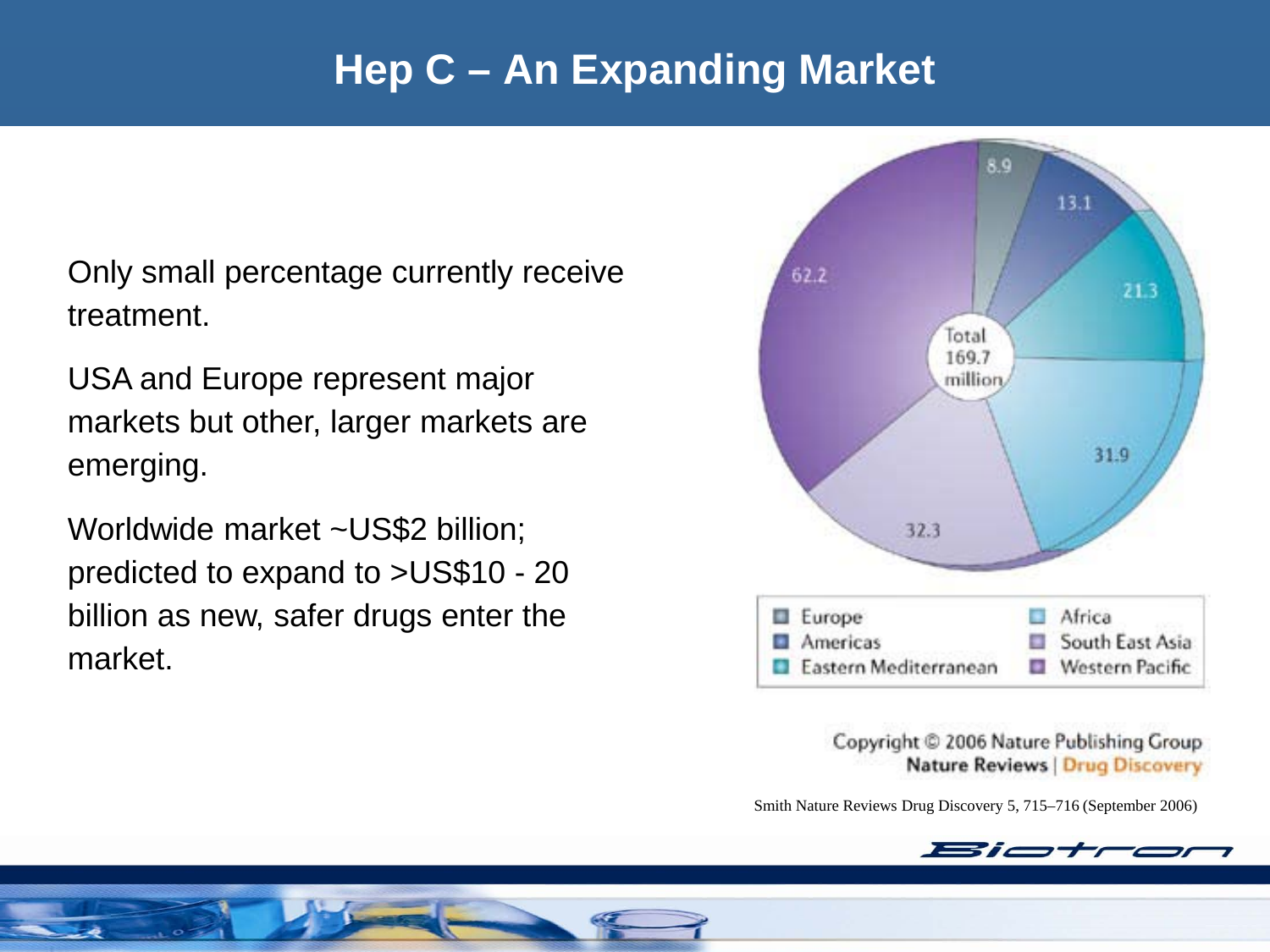# Hep C – An Expanding Market

Only small percentage currently receive treatment.

USA and Europe represent major markets but other, larger markets are emerging.

Worldwide market ~US$2 billion; predicted to expand to >US$10 - 20 billion as new, safer drugs enter the market.

Total 169.7 million

| Region | Value |
| --- | --- |
| Europe | 8.9 |
| Americas | 13.1 |
| Eastern Mediterranean | 21.3 |
| Africa | 31.9 |
| South East Asia | 32.3 |
| Western Pacific | 62.2 |

Copyright © 2006 Nature Publishing Group
Nature Reviews | Drug Discovery

Smith Nature Reviews Drug Discovery 5, 715–716 (September 2006)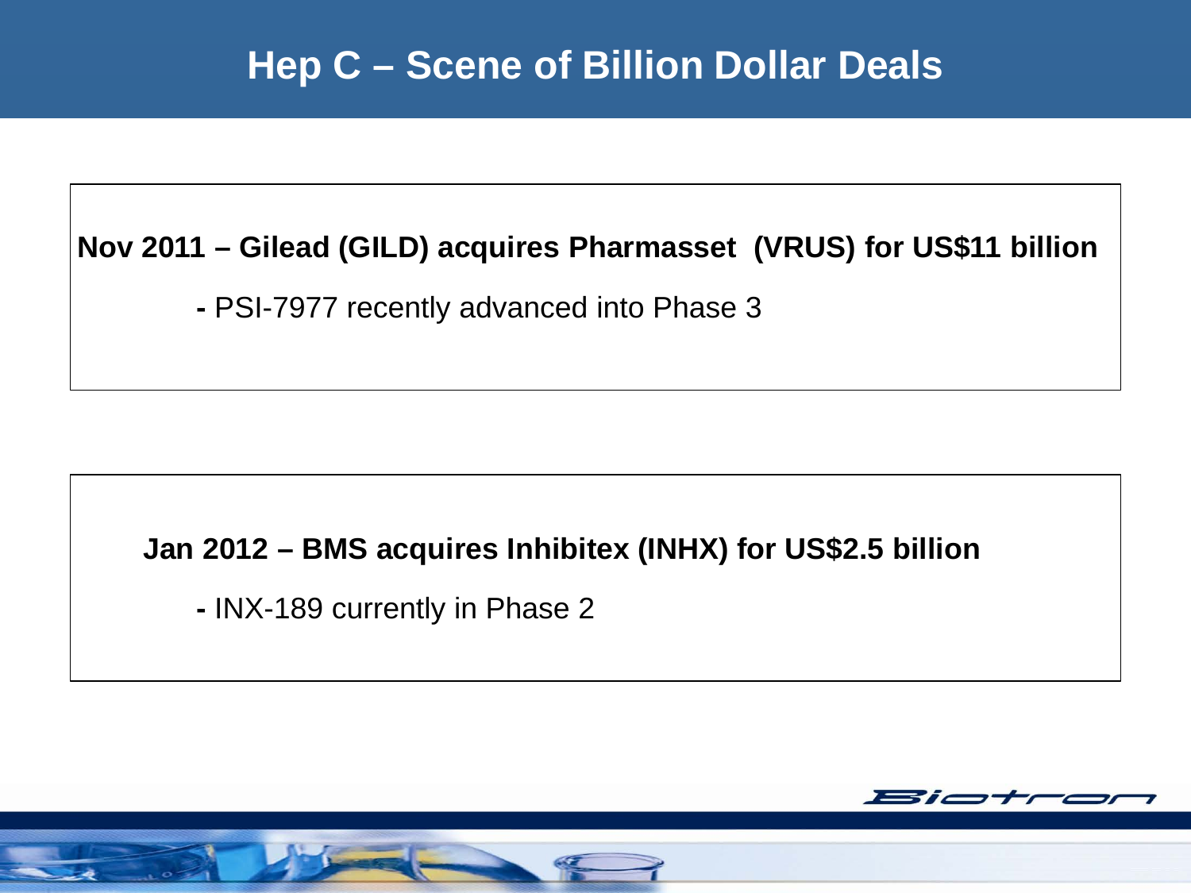# Hep C – Scene of Billion Dollar Deals

**Nov 2011 – Gilead (GILD) acquires Pharmasset (VRUS) for US$11 billion**

- PSI-7977 recently advanced into Phase 3

**Jan 2012 – BMS acquires Inhibitex (INHX) for US$2.5 billion**

- INX-189 currently in Phase 2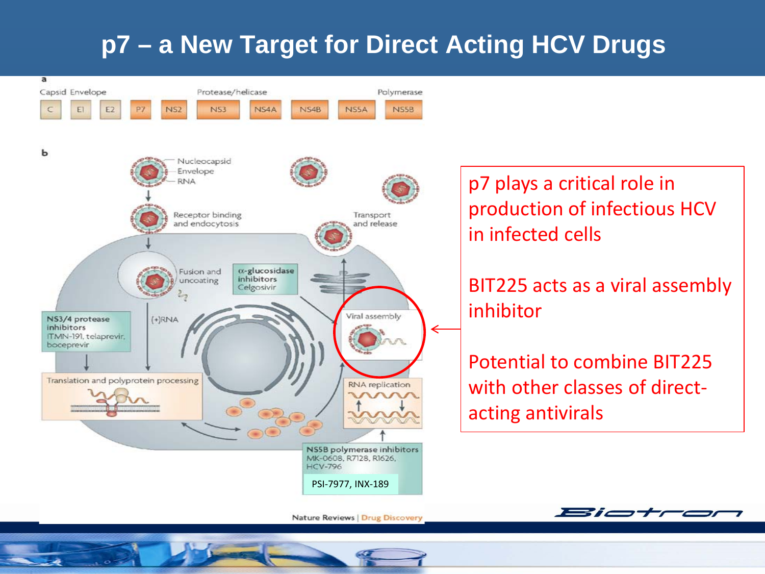# p7 – a New Target for Direct Acting HCV Drugs

a

Capsid Envelope | Protease/helicase | Polymerase

C | E1 | E2 | P7 | NS2 | NS3 | NS4A | NS4B | NS5A | NS5B

b

Nucleocapsid
Envelope
RNA

Receptor binding and endocytosis

Fusion and uncoating

α-glucosidase inhibitors
Celgosivir

Transport and release

NS3/4 protease inhibitors
ITMN-191, telaprevir, boceprevir

(+)RNA

Viral assembly

Translation and polyprotein processing

RNA replication

NS5B polymerase inhibitors
MK-0608, R7128, R1626, HCV-796

PSI-7977, INX-189

Nature Reviews | Drug Discovery

p7 plays a critical role in production of infectious HCV in infected cells

BIT225 acts as a viral assembly inhibitor

Potential to combine BIT225 with other classes of direct-acting antivirals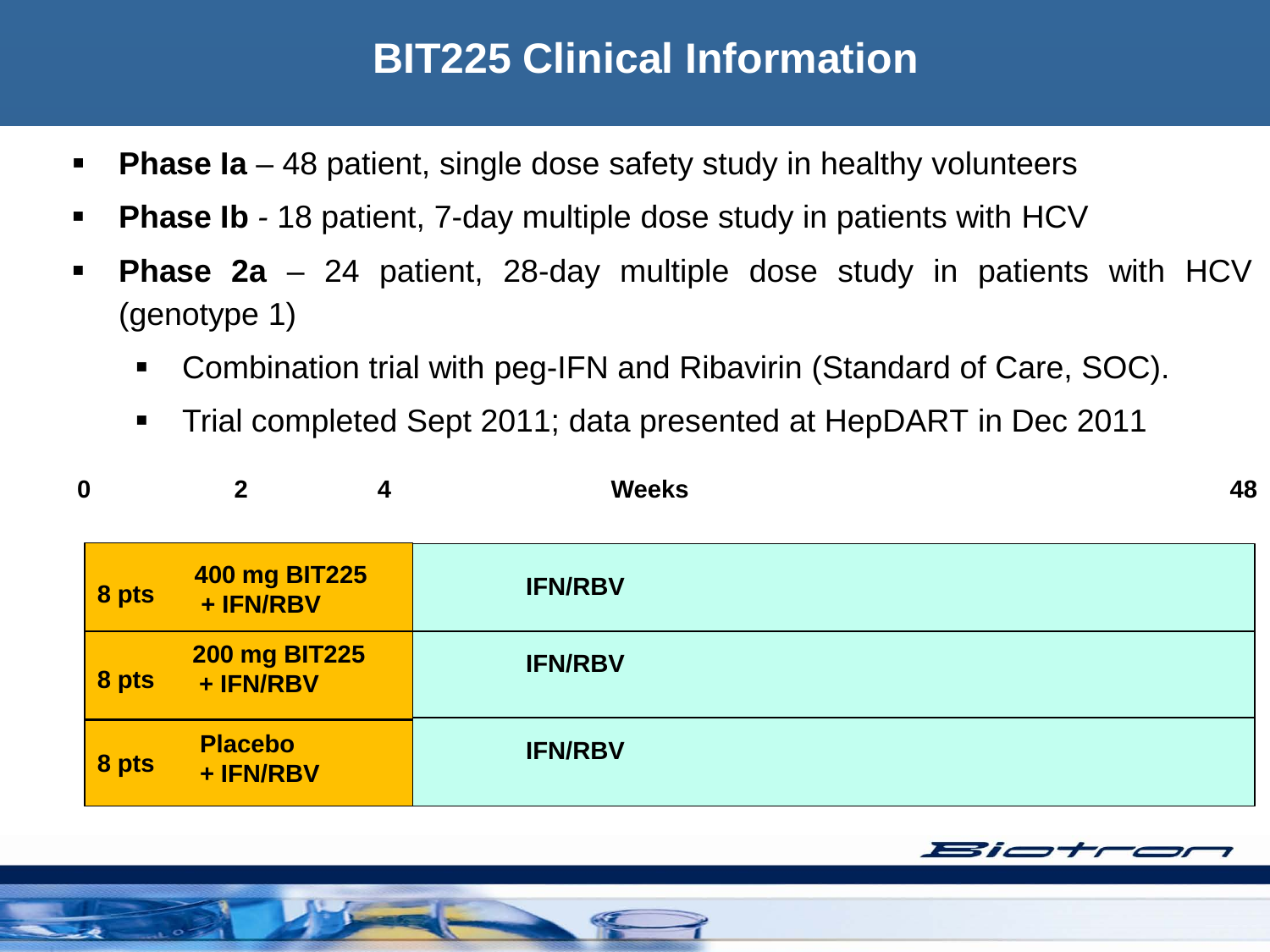# BIT225 Clinical Information

- **Phase Ia** – 48 patient, single dose safety study in healthy volunteers
- **Phase Ib** - 18 patient, 7-day multiple dose study in patients with HCV
- **Phase 2a** – 24 patient, 28-day multiple dose study in patients with HCV (genotype 1)
  - Combination trial with peg-IFN and Ribavirin (Standard of Care, SOC).
  - Trial completed Sept 2011; data presented at HepDART in Dec 2011

| | 0–4 Weeks | 4–48 Weeks |
|---|---|---|
| 8 pts | 400 mg BIT225 + IFN/RBV | IFN/RBV |
| 8 pts | 200 mg BIT225 + IFN/RBV | IFN/RBV |
| 8 pts | Placebo + IFN/RBV | IFN/RBV |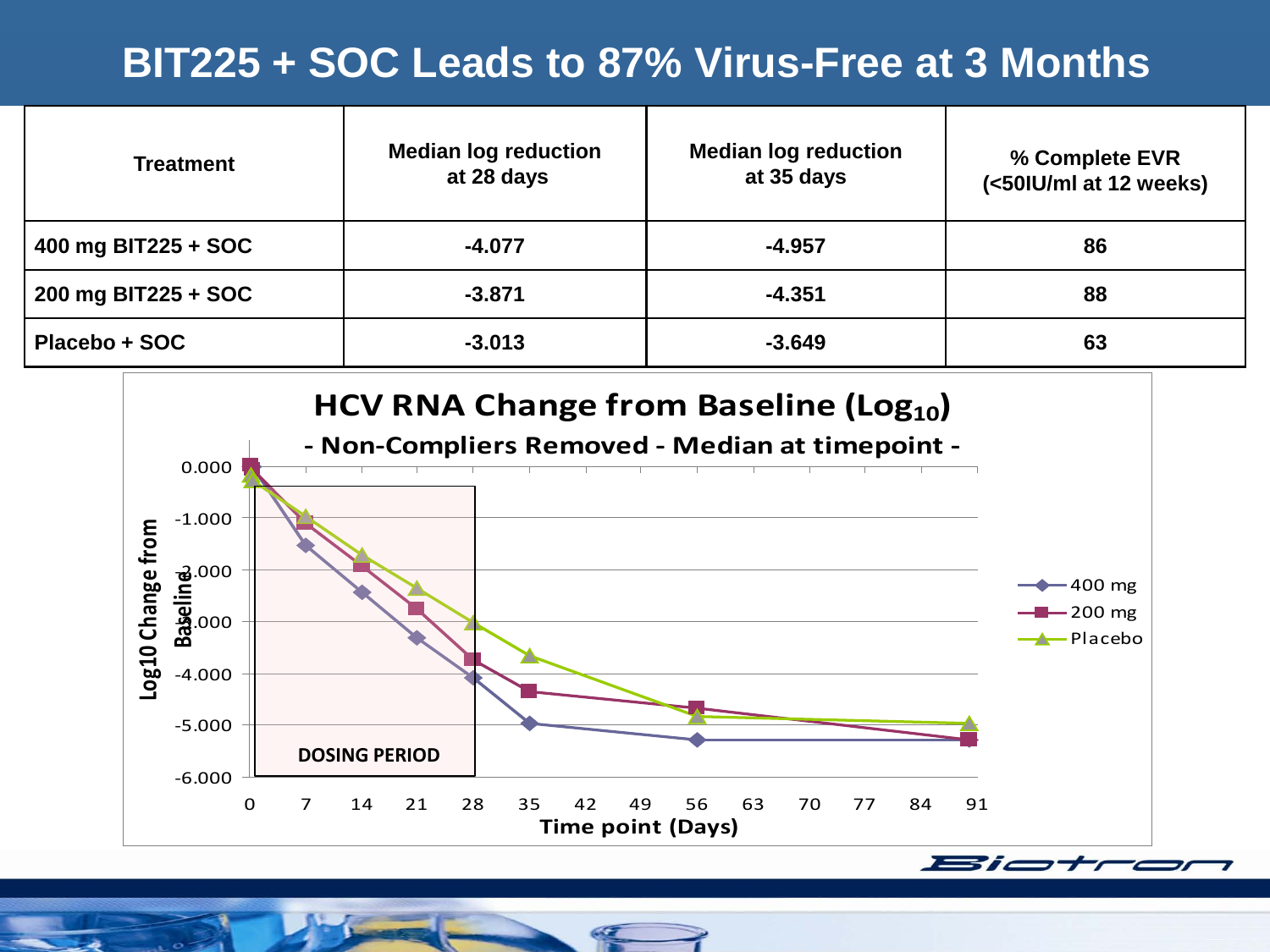# BIT225 + SOC Leads to 87% Virus-Free at 3 Months

| Treatment | Median log reduction at 28 days | Median log reduction at 35 days | % Complete EVR (<50IU/ml at 12 weeks) |
|---|---|---|---|
| 400 mg BIT225 + SOC | -4.077 | -4.957 | 86 |
| 200 mg BIT225 + SOC | -3.871 | -4.351 | 88 |
| Placebo + SOC | -3.013 | -3.649 | 63 |

**HCV RNA Change from Baseline ($Log_{10}$)**

**- Non-Compliers Removed - Median at timepoint -**

Log10 Change from Baseline (0.000 to -6.000)

Time point (Days): 0, 7, 14, 21, 28, 35, 42, 49, 56, 63, 70, 77, 84, 91

DOSING PERIOD (days 0–28)

Legend: 400 mg, 200 mg, Placebo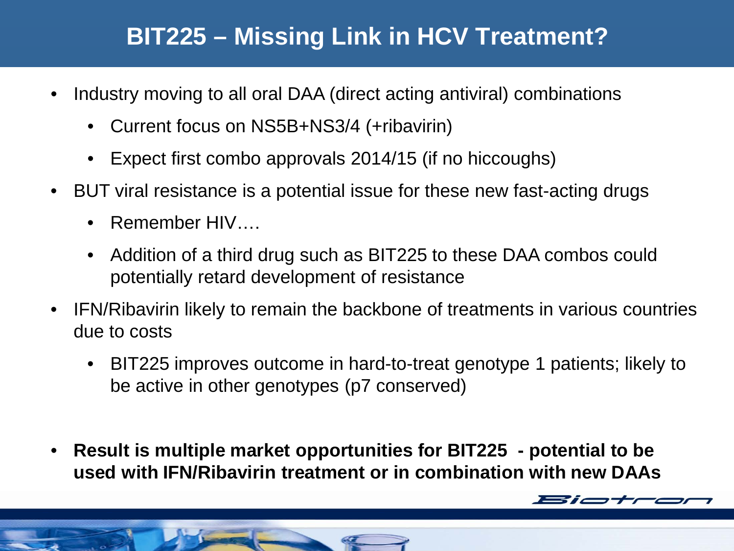# BIT225 – Missing Link in HCV Treatment?

- Industry moving to all oral DAA (direct acting antiviral) combinations
  - Current focus on NS5B+NS3/4 (+ribavirin)
  - Expect first combo approvals 2014/15 (if no hiccoughs)
- BUT viral resistance is a potential issue for these new fast-acting drugs
  - Remember HIV….
  - Addition of a third drug such as BIT225 to these DAA combos could potentially retard development of resistance
- IFN/Ribavirin likely to remain the backbone of treatments in various countries due to costs
  - BIT225 improves outcome in hard-to-treat genotype 1 patients; likely to be active in other genotypes (p7 conserved)
- **Result is multiple market opportunities for BIT225 - potential to be used with IFN/Ribavirin treatment or in combination with new DAAs**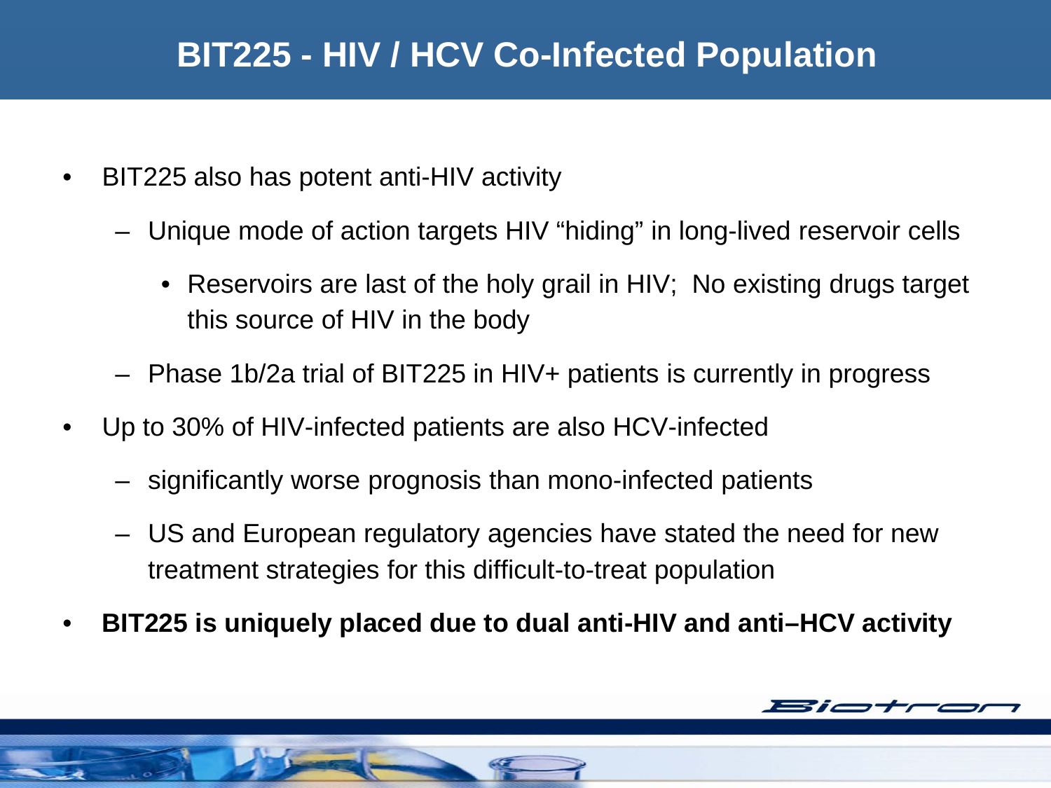# BIT225 - HIV / HCV Co-Infected Population

- BIT225 also has potent anti-HIV activity
  - Unique mode of action targets HIV “hiding” in long-lived reservoir cells
    - Reservoirs are last of the holy grail in HIV;  No existing drugs target this source of HIV in the body
  - Phase 1b/2a trial of BIT225 in HIV+ patients is currently in progress
- Up to 30% of HIV-infected patients are also HCV-infected
  - significantly worse prognosis than mono-infected patients
  - US and European regulatory agencies have stated the need for new treatment strategies for this difficult-to-treat population
- **BIT225 is uniquely placed due to dual anti-HIV and anti–HCV activity**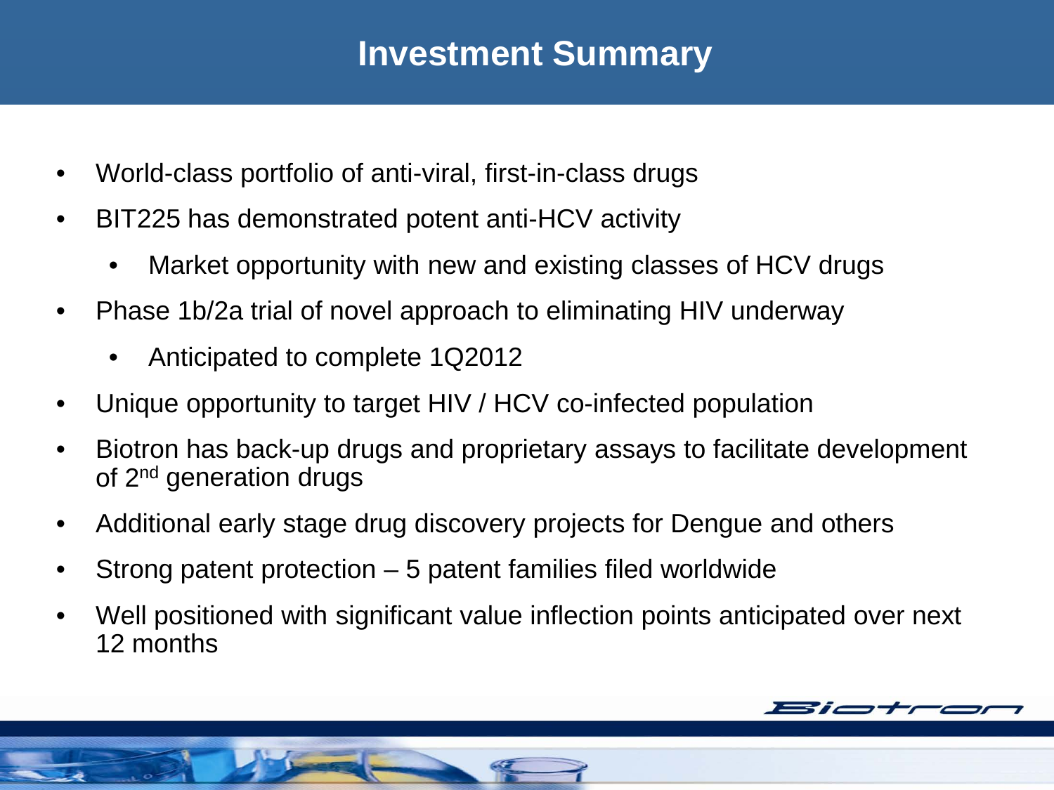# Investment Summary

- World-class portfolio of anti-viral, first-in-class drugs
- BIT225 has demonstrated potent anti-HCV activity
  - Market opportunity with new and existing classes of HCV drugs
- Phase 1b/2a trial of novel approach to eliminating HIV underway
  - Anticipated to complete 1Q2012
- Unique opportunity to target HIV / HCV co-infected population
- Biotron has back-up drugs and proprietary assays to facilitate development of 2nd generation drugs
- Additional early stage drug discovery projects for Dengue and others
- Strong patent protection – 5 patent families filed worldwide
- Well positioned with significant value inflection points anticipated over next 12 months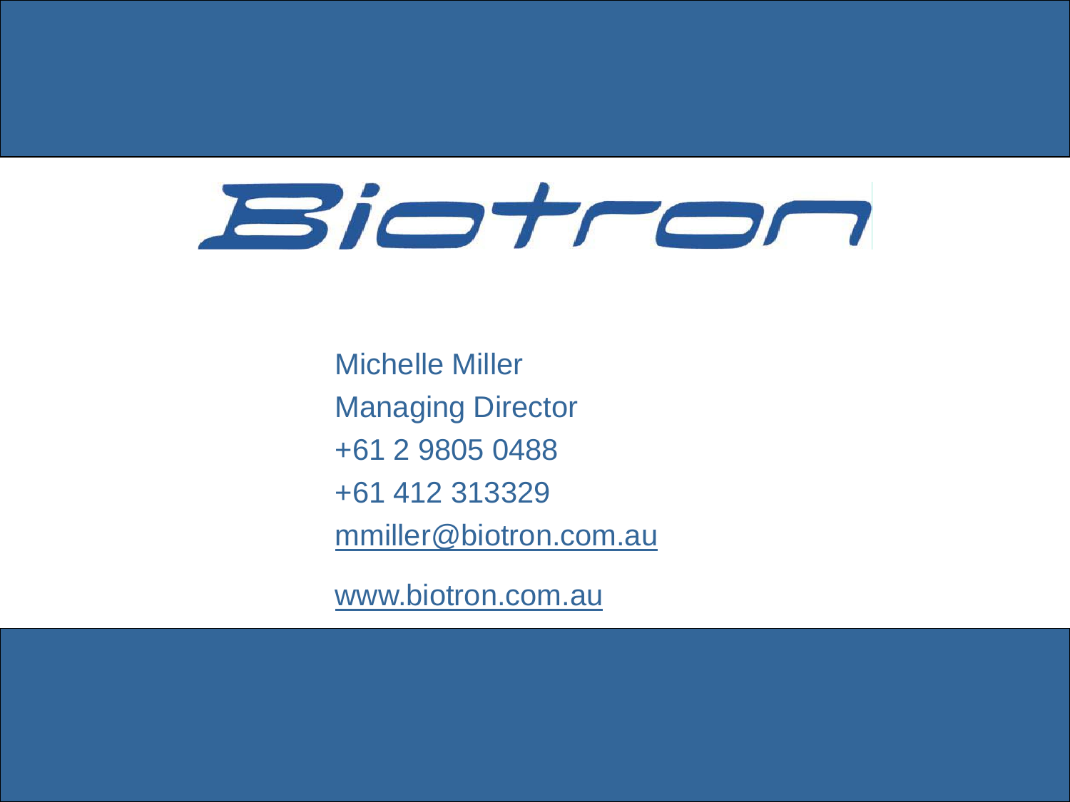# Biotron

Michelle Miller

Managing Director

+61 2 9805 0488

+61 412 313329

mmiller@biotron.com.au

www.biotron.com.au